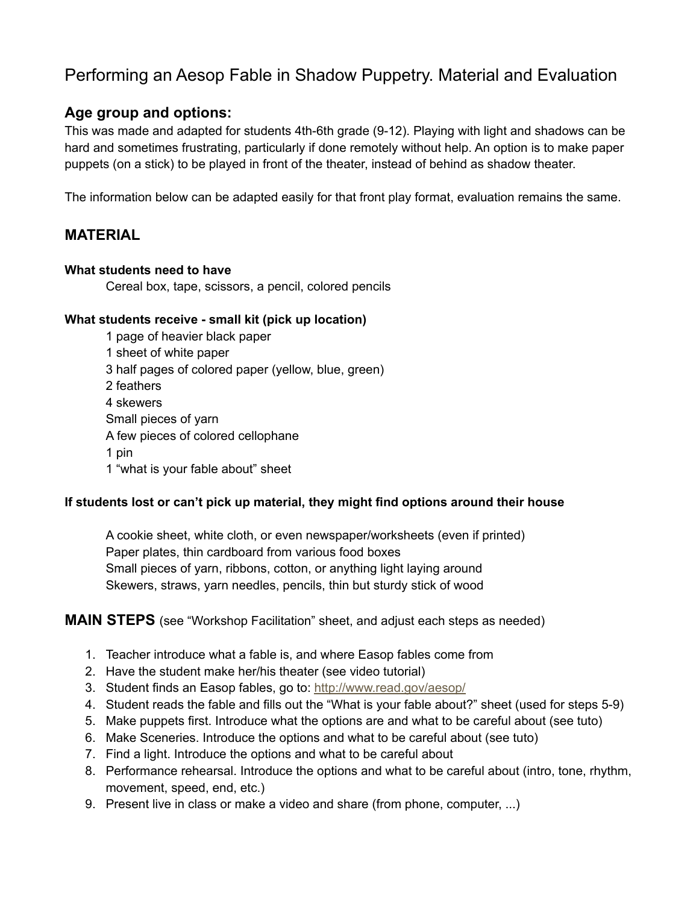# Performing an Aesop Fable in Shadow Puppetry. Material and Evaluation

## Age group and options:

This was made and adapted for students 4th-6th grade (9-12). Playing with light and shadows can be hard and sometimes frustrating, particularly if done remotely without help. An option is to make paper puppets (on a stick) to be played in front of the theater, instead of behind as shadow theater.

The information below can be adapted easily for that front play format, evaluation remains the same.

## MATERIAL

**What students need to have**

Cereal box, tape, scissors, a pencil, colored pencils

**What students receive - small kit (pick up location)**

1 page of heavier black paper
1 sheet of white paper
3 half pages of colored paper (yellow, blue, green)
2 feathers
4 skewers
Small pieces of yarn
A few pieces of colored cellophane
1 pin
1 "what is your fable about" sheet

**If students lost or can't pick up material, they might find options around their house**

A cookie sheet, white cloth, or even newspaper/worksheets (even if printed)
Paper plates, thin cardboard from various food boxes
Small pieces of yarn, ribbons, cotton, or anything light laying around
Skewers, straws, yarn needles, pencils, thin but sturdy stick of wood

**MAIN STEPS** (see "Workshop Facilitation" sheet, and adjust each steps as needed)

1. Teacher introduce what a fable is, and where Easop fables come from
2. Have the student make her/his theater (see video tutorial)
3. Student finds an Easop fables, go to: http://www.read.gov/aesop/
4. Student reads the fable and fills out the "What is your fable about?" sheet (used for steps 5-9)
5. Make puppets first. Introduce what the options are and what to be careful about (see tuto)
6. Make Sceneries. Introduce the options and what to be careful about (see tuto)
7. Find a light. Introduce the options and what to be careful about
8. Performance rehearsal. Introduce the options and what to be careful about (intro, tone, rhythm, movement, speed, end, etc.)
9. Present live in class or make a video and share (from phone, computer, ...)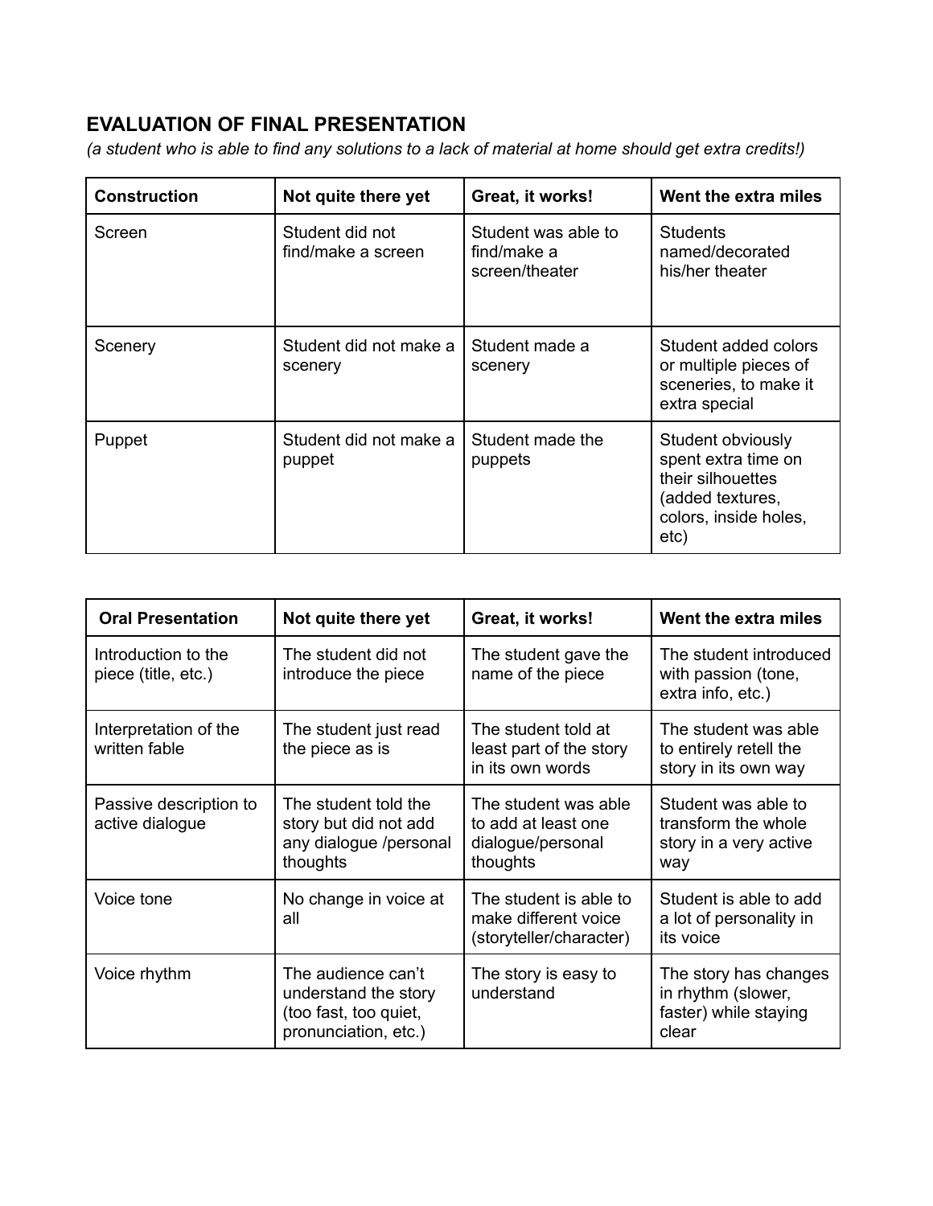## EVALUATION OF FINAL PRESENTATION

*(a student who is able to find any solutions to a lack of material at home should get extra credits!)*

| Construction | Not quite there yet | Great, it works! | Went the extra miles |
| --- | --- | --- | --- |
| Screen | Student did not find/make a screen | Student was able to find/make a screen/theater | Students named/decorated his/her theater |
| Scenery | Student did not make a scenery | Student made a scenery | Student added colors or multiple pieces of sceneries, to make it extra special |
| Puppet | Student did not make a puppet | Student made the puppets | Student obviously spent extra time on their silhouettes (added textures, colors, inside holes, etc) |

| Oral Presentation | Not quite there yet | Great, it works! | Went the extra miles |
| --- | --- | --- | --- |
| Introduction to the piece (title, etc.) | The student did not introduce the piece | The student gave the name of the piece | The student introduced with passion (tone, extra info, etc.) |
| Interpretation of the written fable | The student just read the piece as is | The student told at least part of the story in its own words | The student was able to entirely retell the story in its own way |
| Passive description to active dialogue | The student told the story but did not add any dialogue /personal thoughts | The student was able to add at least one dialogue/personal thoughts | Student was able to transform the whole story in a very active way |
| Voice tone | No change in voice at all | The student is able to make different voice (storyteller/character) | Student is able to add a lot of personality in its voice |
| Voice rhythm | The audience can't understand the story (too fast, too quiet, pronunciation, etc.) | The story is easy to understand | The story has changes in rhythm (slower, faster) while staying clear |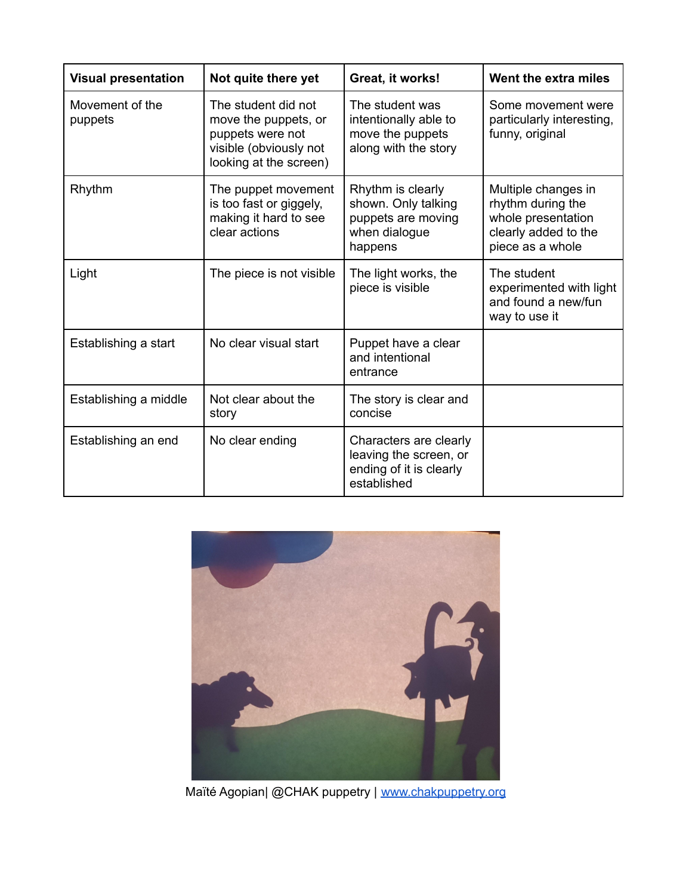| Visual presentation | Not quite there yet | Great, it works! | Went the extra miles |
|---|---|---|---|
| Movement of the puppets | The student did not move the puppets, or puppets were not visible (obviously not looking at the screen) | The student was intentionally able to move the puppets along with the story | Some movement were particularly interesting, funny, original |
| Rhythm | The puppet movement is too fast or giggely, making it hard to see clear actions | Rhythm is clearly shown. Only talking puppets are moving when dialogue happens | Multiple changes in rhythm during the whole presentation clearly added to the piece as a whole |
| Light | The piece is not visible | The light works, the piece is visible | The student experimented with light and found a new/fun way to use it |
| Establishing a start | No clear visual start | Puppet have a clear and intentional entrance | |
| Establishing a middle | Not clear about the story | The story is clear and concise | |
| Establishing an end | No clear ending | Characters are clearly leaving the screen, or ending of it is clearly established | |

Maïté Agopian| @CHAK puppetry | www.chakpuppetry.org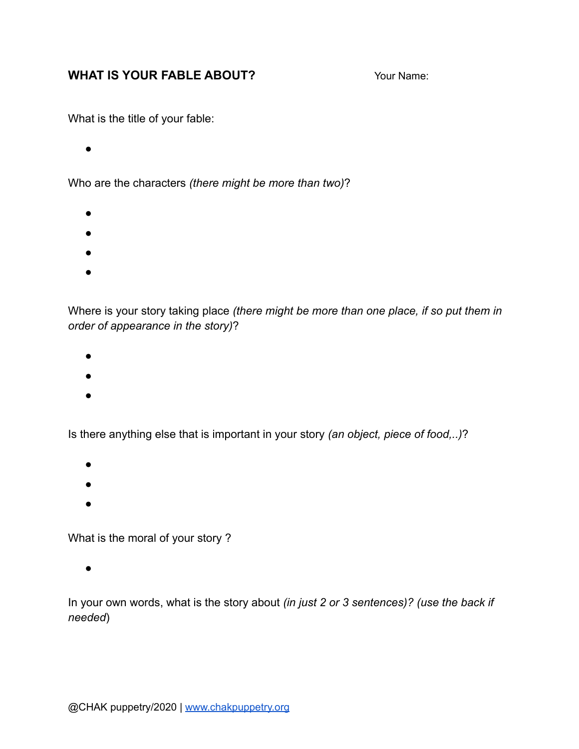**WHAT IS YOUR FABLE ABOUT?** Your Name:

What is the title of your fable:

- 

Who are the characters *(there might be more than two)*?

- 
- 
- 
- 

Where is your story taking place *(there might be more than one place, if so put them in order of appearance in the story)*?

- 
- 
- 

Is there anything else that is important in your story *(an object, piece of food,..)*?

- 
- 
- 

What is the moral of your story ?

- 

In your own words, what is the story about *(in just 2 or 3 sentences)? (use the back if needed*)

@CHAK puppetry/2020 | [www.chakpuppetry.org](http://www.chakpuppetry.org)